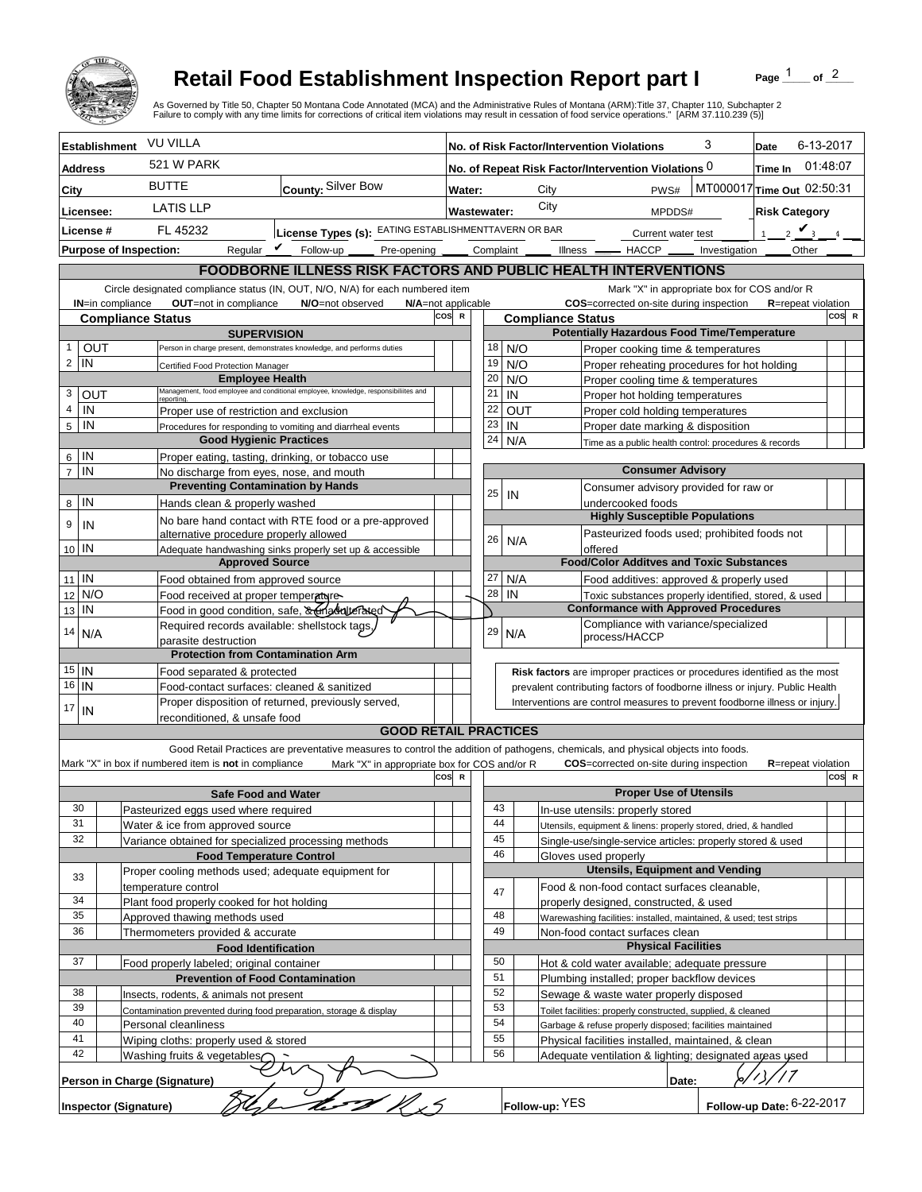# Retail Food Establishment Inspection Report part I

As Governed by Title 50, Chapter 50 Montana Code Annotated (MCA) and the Administrative Rules of Montana (ARM):Title 37, Chapter 110, Subchapter 2
Failure to comply with any time limits for corrections of critical item violations may result in cessation of food service operations." [ARM 37.110.239 (5)]

| | | | |
|---|---|---|---|
| **Establishment** VU VILLA | | **No. of Risk Factor/Intervention Violations** 3 | **Date** 6-13-2017 |
| **Address** 521 W PARK | | **No. of Repeat Risk Factor/Intervention Violations** 0 | **Time In** 01:48:07 |
| **City** BUTTE | **County:** Silver Bow | **Water:** City PWS# MT000017 | **Time Out** 02:50:31 |
| **Licensee:** LATIS LLP | | **Wastewater:** City MPDDS# | **Risk Category** |
| **License #** FL 45232 | **License Types (s):** EATING ESTABLISHMENTTAVERN OR BAR | Current water test | 1 ___ 2 ✔ 3 ___ 4 ___ |

**Purpose of Inspection:** Regular ✔ Follow-up ____ Pre-opening ____ Complaint ____ Illness ____ HACCP ____ Investigation ____ Other ____

## FOODBORNE ILLNESS RISK FACTORS AND PUBLIC HEALTH INTERVENTIONS

Circle designated compliance status (IN, OUT, N/O, N/A) for each numbered item — **IN**=in compliance **OUT**=not in compliance **N/O**=not observed **N/A**=not applicable

Mark "X" in appropriate box for COS and/or R — **COS**=corrected on-site during inspection **R**=repeat violation

| # | Compliance Status | Item | COS | R |
|---|---|---|---|---|
| | | **SUPERVISION** | | |
| 1 | OUT | Person in charge present, demonstrates knowledge, and performs duties | | |
| 2 | IN | Certified Food Protection Manager | | |
| | | **Employee Health** | | |
| 3 | OUT | Management, food employee and conditional employee, knowledge, responsibiliites and reporting. | | |
| 4 | IN | Proper use of restriction and exclusion | | |
| 5 | IN | Procedures for responding to vomiting and diarrheal events | | |
| | | **Good Hygienic Practices** | | |
| 6 | IN | Proper eating, tasting, drinking, or tobacco use | | |
| 7 | IN | No discharge from eyes, nose, and mouth | | |
| | | **Preventing Contamination by Hands** | | |
| 8 | IN | Hands clean & properly washed | | |
| 9 | IN | No bare hand contact with RTE food or a pre-approved alternative procedure properly allowed | | |
| 10 | IN | Adequate handwashing sinks properly set up & accessible | | |
| | | **Approved Source** | | |
| 11 | IN | Food obtained from approved source | | |
| 12 | N/O | Food received at proper temperature | | |
| 13 | IN | Food in good condition, safe, & unadulterated | | |
| 14 | N/A | Required records available: shellstock tags, parasite destruction | | |
| | | **Protection from Contamination Arm** | | |
| 15 | IN | Food separated & protected | | |
| 16 | IN | Food-contact surfaces: cleaned & sanitized | | |
| 17 | IN | Proper disposition of returned, previously served, reconditioned, & unsafe food | | |
| | | **Potentially Hazardous Food Time/Temperature** | | |
| 18 | N/O | Proper cooking time & temperatures | | |
| 19 | N/O | Proper reheating procedures for hot holding | | |
| 20 | N/O | Proper cooling time & temperatures | | |
| 21 | IN | Proper hot holding temperatures | | |
| 22 | OUT | Proper cold holding temperatures | | |
| 23 | IN | Proper date marking & disposition | | |
| 24 | N/A | Time as a public health control: procedures & records | | |
| | | **Consumer Advisory** | | |
| 25 | IN | Consumer advisory provided for raw or undercooked foods | | |
| | | **Highly Susceptible Populations** | | |
| 26 | N/A | Pasteurized foods used; prohibited foods not offered | | |
| | | **Food/Color Additves and Toxic Substances** | | |
| 27 | N/A | Food additives: approved & properly used | | |
| 28 | IN | Toxic substances properly identified, stored, & used | | |
| | | **Conformance with Approved Procedures** | | |
| 29 | N/A | Compliance with variance/specialized process/HACCP | | |

**Risk factors** are improper practices or procedures identified as the most prevalent contributing factors of foodborne illness or injury. Public Health Interventions are control measures to prevent foodborne illness or injury.

## GOOD RETAIL PRACTICES

Good Retail Practices are preventative measures to control the addition of pathogens, chemicals, and physical objects into foods.

Mark "X" in box if numbered item is **not** in compliance — Mark "X" in appropriate box for COS and/or R — **COS**=corrected on-site during inspection **R**=repeat violation

| # | X | Item | COS | R |
|---|---|---|---|---|
| | | **Safe Food and Water** | | |
| 30 | | Pasteurized eggs used where required | | |
| 31 | | Water & ice from approved source | | |
| 32 | | Variance obtained for specialized processing methods | | |
| | | **Food Temperature Control** | | |
| 33 | | Proper cooling methods used; adequate equipment for temperature control | | |
| 34 | | Plant food properly cooked for hot holding | | |
| 35 | | Approved thawing methods used | | |
| 36 | | Thermometers provided & accurate | | |
| | | **Food Identification** | | |
| 37 | | Food properly labeled; original container | | |
| | | **Prevention of Food Contamination** | | |
| 38 | | Insects, rodents, & animals not present | | |
| 39 | | Contamination prevented during food preparation, storage & display | | |
| 40 | | Personal cleanliness | | |
| 41 | | Wiping cloths: properly used & stored | | |
| 42 | | Washing fruits & vegetables | | |
| | | **Proper Use of Utensils** | | |
| 43 | | In-use utensils: properly stored | | |
| 44 | | Utensils, equipment & linens: properly stored, dried, & handled | | |
| 45 | | Single-use/single-service articles: properly stored & used | | |
| 46 | | Gloves used properly | | |
| | | **Utensils, Equipment and Vending** | | |
| 47 | | Food & non-food contact surfaces cleanable, properly designed, constructed, & used | | |
| 48 | | Warewashing facilities: installed, maintained, & used; test strips | | |
| 49 | | Non-food contact surfaces clean | | |
| | | **Physical Facilities** | | |
| 50 | | Hot & cold water available; adequate pressure | | |
| 51 | | Plumbing installed; proper backflow devices | | |
| 52 | | Sewage & waste water properly disposed | | |
| 53 | | Toilet facilities: properly constructed, supplied, & cleaned | | |
| 54 | | Garbage & refuse properly disposed; facilities maintained | | |
| 55 | | Physical facilities installed, maintained, & clean | | |
| 56 | | Adequate ventilation & lighting; designated areas used | | |

**Person in Charge (Signature)** [signature] **Date:** 6/13/17

**Inspector (Signature)** [signature] **Follow-up:** YES **Follow-up Date:** 6-22-2017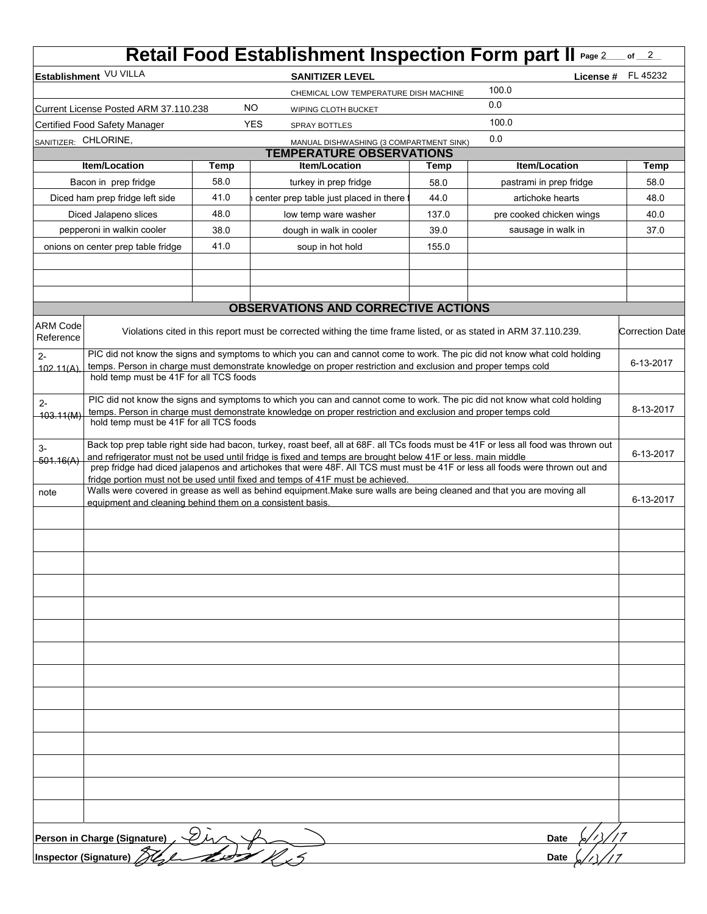# Retail Food Establishment Inspection Form part II

| | | | |
|---|---|---|---|
| Establishment VU VILLA | | SANITIZER LEVEL | License # FL 45232 |
| | | CHEMICAL LOW TEMPERATURE DISH MACHINE | 100.0 |
| Current License Posted ARM 37.110.238 | NO | WIPING CLOTH BUCKET | 0.0 |
| Certified Food Safety Manager | YES | SPRAY BOTTLES | 100.0 |
| SANITIZER: CHLORINE, | | MANUAL DISHWASHING (3 COMPARTMENT SINK) | 0.0 |

## TEMPERATURE OBSERVATIONS

| Item/Location | Temp | Item/Location | Temp | Item/Location | Temp |
|---|---|---|---|---|---|
| Bacon in prep fridge | 58.0 | turkey in prep fridge | 58.0 | pastrami in prep fridge | 58.0 |
| Diced ham prep fridge left side | 41.0 | center prep table just placed in there | 44.0 | artichoke hearts | 48.0 |
| Diced Jalapeno slices | 48.0 | low temp ware washer | 137.0 | pre cooked chicken wings | 40.0 |
| pepperoni in walkin cooler | 38.0 | dough in walk in cooler | 39.0 | sausage in walk in | 37.0 |
| onions on center prep table fridge | 41.0 | soup in hot hold | 155.0 | | |

## OBSERVATIONS AND CORRECTIVE ACTIONS

| ARM Code Reference | Violations cited in this report must be corrected withing the time frame listed, or as stated in ARM 37.110.239. | Correction Date |
|---|---|---|
| 2-102.11(A) | PIC did not know the signs and symptoms to which you can and cannot come to work. The pic did not know what cold holding temps. Person in charge must demonstrate knowledge on proper restriction and exclusion and proper temps cold hold temp must be 41F for all TCS foods | 6-13-2017 |
| 2-103.11(M) | PIC did not know the signs and symptoms to which you can and cannot come to work. The pic did not know what cold holding temps. Person in charge must demonstrate knowledge on proper restriction and exclusion and proper temps cold hold temp must be 41F for all TCS foods | 8-13-2017 |
| 3-501.16(A) | Back top prep table right side had bacon, turkey, roast beef, all at 68F. all TCs foods must be 41F or less all food was thrown out and refrigerator must not be used until fridge is fixed and temps are brought below 41F or less. main middle prep fridge had diced jalapenos and artichokes that were 48F. All TCS must must be 41F or less all foods were thrown out and fridge portion must not be used until fixed and temps of 41F must be achieved. | 6-13-2017 |
| note | Walls were covered in grease as well as behind equipment.Make sure walls are being cleaned and that you are moving all equipment and cleaning behind them on a consistent basis. | 6-13-2017 |

Person in Charge (Signature) _[signature]_ Date 6/13/17

Inspector (Signature) _[signature]_ Date 6/13/17